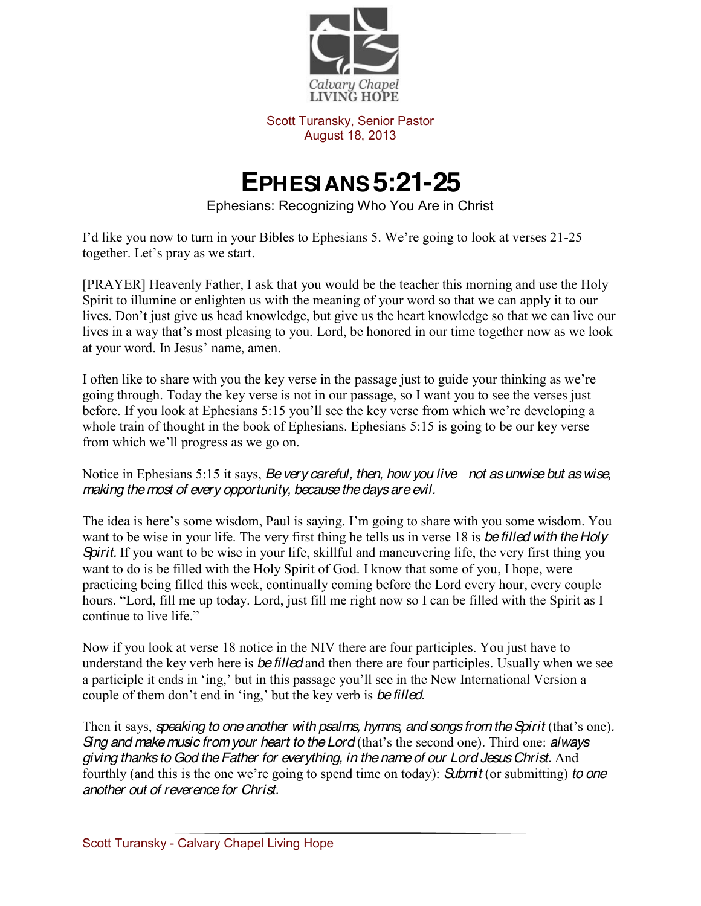Calvary Chapel
LIVING HOPE

Scott Turansky, Senior Pastor
August 18, 2013

# EPHESIANS 5:21-25

Ephesians: Recognizing Who You Are in Christ

I'd like you now to turn in your Bibles to Ephesians 5. We're going to look at verses 21-25 together. Let's pray as we start.

[PRAYER] Heavenly Father, I ask that you would be the teacher this morning and use the Holy Spirit to illumine or enlighten us with the meaning of your word so that we can apply it to our lives. Don't just give us head knowledge, but give us the heart knowledge so that we can live our lives in a way that's most pleasing to you. Lord, be honored in our time together now as we look at your word. In Jesus' name, amen.

I often like to share with you the key verse in the passage just to guide your thinking as we're going through. Today the key verse is not in our passage, so I want you to see the verses just before. If you look at Ephesians 5:15 you'll see the key verse from which we're developing a whole train of thought in the book of Ephesians. Ephesians 5:15 is going to be our key verse from which we'll progress as we go on.

Notice in Ephesians 5:15 it says, *Be very careful, then, how you live—not as unwise but as wise, making the most of every opportunity, because the days are evil.*

The idea is here's some wisdom, Paul is saying. I'm going to share with you some wisdom. You want to be wise in your life. The very first thing he tells us in verse 18 is *be filled with the Holy Spirit.* If you want to be wise in your life, skillful and maneuvering life, the very first thing you want to do is be filled with the Holy Spirit of God. I know that some of you, I hope, were practicing being filled this week, continually coming before the Lord every hour, every couple hours. "Lord, fill me up today. Lord, just fill me right now so I can be filled with the Spirit as I continue to live life."

Now if you look at verse 18 notice in the NIV there are four participles. You just have to understand the key verb here is *be filled* and then there are four participles. Usually when we see a participle it ends in 'ing,' but in this passage you'll see in the New International Version a couple of them don't end in 'ing,' but the key verb is *be filled.*

Then it says, *speaking to one another with psalms, hymns, and songs from the Spirit* (that's one). *Sing and make music from your heart to the Lord* (that's the second one). Third one: *always giving thanks to God the Father for everything, in the name of our Lord Jesus Christ.* And fourthly (and this is the one we're going to spend time on today): *Submit* (or submitting) *to one another out of reverence for Christ.*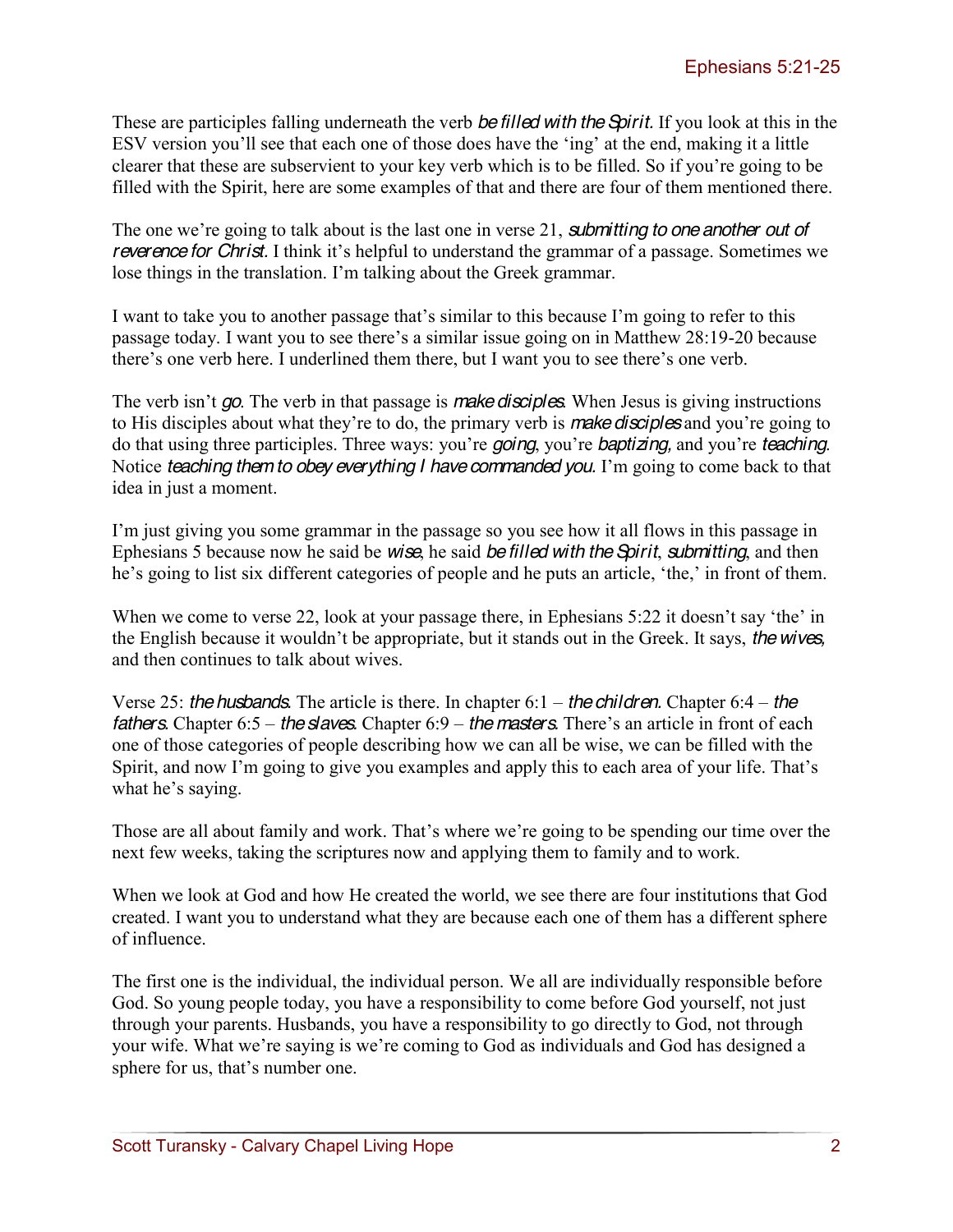These are participles falling underneath the verb *be filled with the Spirit*. If you look at this in the ESV version you'll see that each one of those does have the 'ing' at the end, making it a little clearer that these are subservient to your key verb which is to be filled. So if you're going to be filled with the Spirit, here are some examples of that and there are four of them mentioned there.

The one we're going to talk about is the last one in verse 21, *submitting to one another out of reverence for Christ*. I think it's helpful to understand the grammar of a passage. Sometimes we lose things in the translation. I'm talking about the Greek grammar.

I want to take you to another passage that's similar to this because I'm going to refer to this passage today. I want you to see there's a similar issue going on in Matthew 28:19-20 because there's one verb here. I underlined them there, but I want you to see there's one verb.

The verb isn't *go*. The verb in that passage is *make disciples*. When Jesus is giving instructions to His disciples about what they're to do, the primary verb is *make disciples* and you're going to do that using three participles. Three ways: you're *going*, you're *baptizing,* and you're *teaching*. Notice *teaching them to obey everything I have commanded you*. I'm going to come back to that idea in just a moment.

I'm just giving you some grammar in the passage so you see how it all flows in this passage in Ephesians 5 because now he said be *wise*, he said *be filled with the Spirit*, *submitting*, and then he's going to list six different categories of people and he puts an article, 'the,' in front of them.

When we come to verse 22, look at your passage there, in Ephesians 5:22 it doesn't say 'the' in the English because it wouldn't be appropriate, but it stands out in the Greek. It says, *the wives*, and then continues to talk about wives.

Verse 25: *the husbands*. The article is there. In chapter 6:1 – *the children*. Chapter 6:4 – *the fathers*. Chapter 6:5 – *the slaves*. Chapter 6:9 – *the masters*. There's an article in front of each one of those categories of people describing how we can all be wise, we can be filled with the Spirit, and now I'm going to give you examples and apply this to each area of your life. That's what he's saying.

Those are all about family and work. That's where we're going to be spending our time over the next few weeks, taking the scriptures now and applying them to family and to work.

When we look at God and how He created the world, we see there are four institutions that God created. I want you to understand what they are because each one of them has a different sphere of influence.

The first one is the individual, the individual person. We all are individually responsible before God. So young people today, you have a responsibility to come before God yourself, not just through your parents. Husbands, you have a responsibility to go directly to God, not through your wife. What we're saying is we're coming to God as individuals and God has designed a sphere for us, that's number one.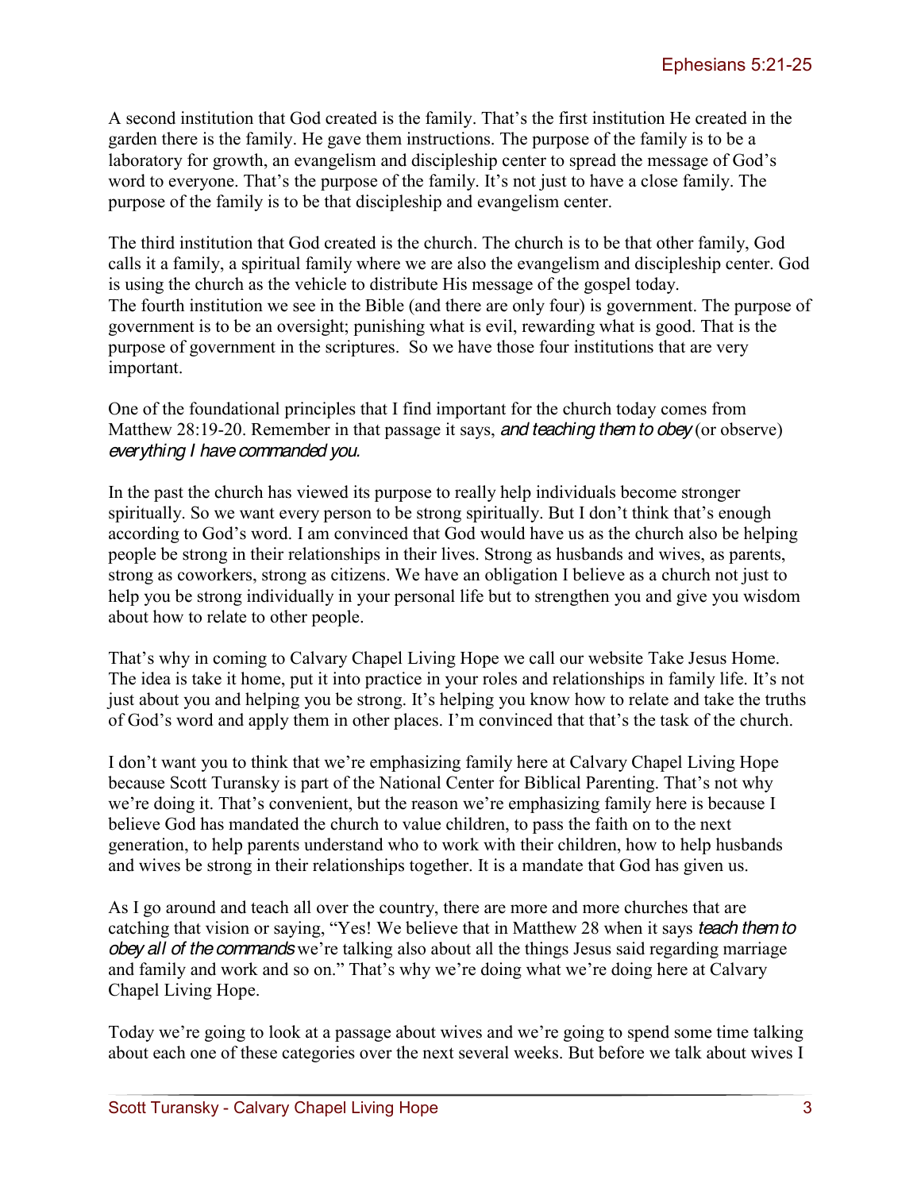A second institution that God created is the family. That's the first institution He created in the garden there is the family. He gave them instructions. The purpose of the family is to be a laboratory for growth, an evangelism and discipleship center to spread the message of God's word to everyone. That's the purpose of the family. It's not just to have a close family. The purpose of the family is to be that discipleship and evangelism center.

The third institution that God created is the church. The church is to be that other family, God calls it a family, a spiritual family where we are also the evangelism and discipleship center. God is using the church as the vehicle to distribute His message of the gospel today.
The fourth institution we see in the Bible (and there are only four) is government. The purpose of government is to be an oversight; punishing what is evil, rewarding what is good. That is the purpose of government in the scriptures. So we have those four institutions that are very important.

One of the foundational principles that I find important for the church today comes from Matthew 28:19-20. Remember in that passage it says, *and teaching them to obey* (or observe) *everything I have commanded you.*

In the past the church has viewed its purpose to really help individuals become stronger spiritually. So we want every person to be strong spiritually. But I don't think that's enough according to God's word. I am convinced that God would have us as the church also be helping people be strong in their relationships in their lives. Strong as husbands and wives, as parents, strong as coworkers, strong as citizens. We have an obligation I believe as a church not just to help you be strong individually in your personal life but to strengthen you and give you wisdom about how to relate to other people.

That's why in coming to Calvary Chapel Living Hope we call our website Take Jesus Home. The idea is take it home, put it into practice in your roles and relationships in family life. It's not just about you and helping you be strong. It's helping you know how to relate and take the truths of God's word and apply them in other places. I'm convinced that that's the task of the church.

I don't want you to think that we're emphasizing family here at Calvary Chapel Living Hope because Scott Turansky is part of the National Center for Biblical Parenting. That's not why we're doing it. That's convenient, but the reason we're emphasizing family here is because I believe God has mandated the church to value children, to pass the faith on to the next generation, to help parents understand who to work with their children, how to help husbands and wives be strong in their relationships together. It is a mandate that God has given us.

As I go around and teach all over the country, there are more and more churches that are catching that vision or saying, "Yes! We believe that in Matthew 28 when it says *teach them to obey all of the commands* we're talking also about all the things Jesus said regarding marriage and family and work and so on." That's why we're doing what we're doing here at Calvary Chapel Living Hope.

Today we're going to look at a passage about wives and we're going to spend some time talking about each one of these categories over the next several weeks. But before we talk about wives I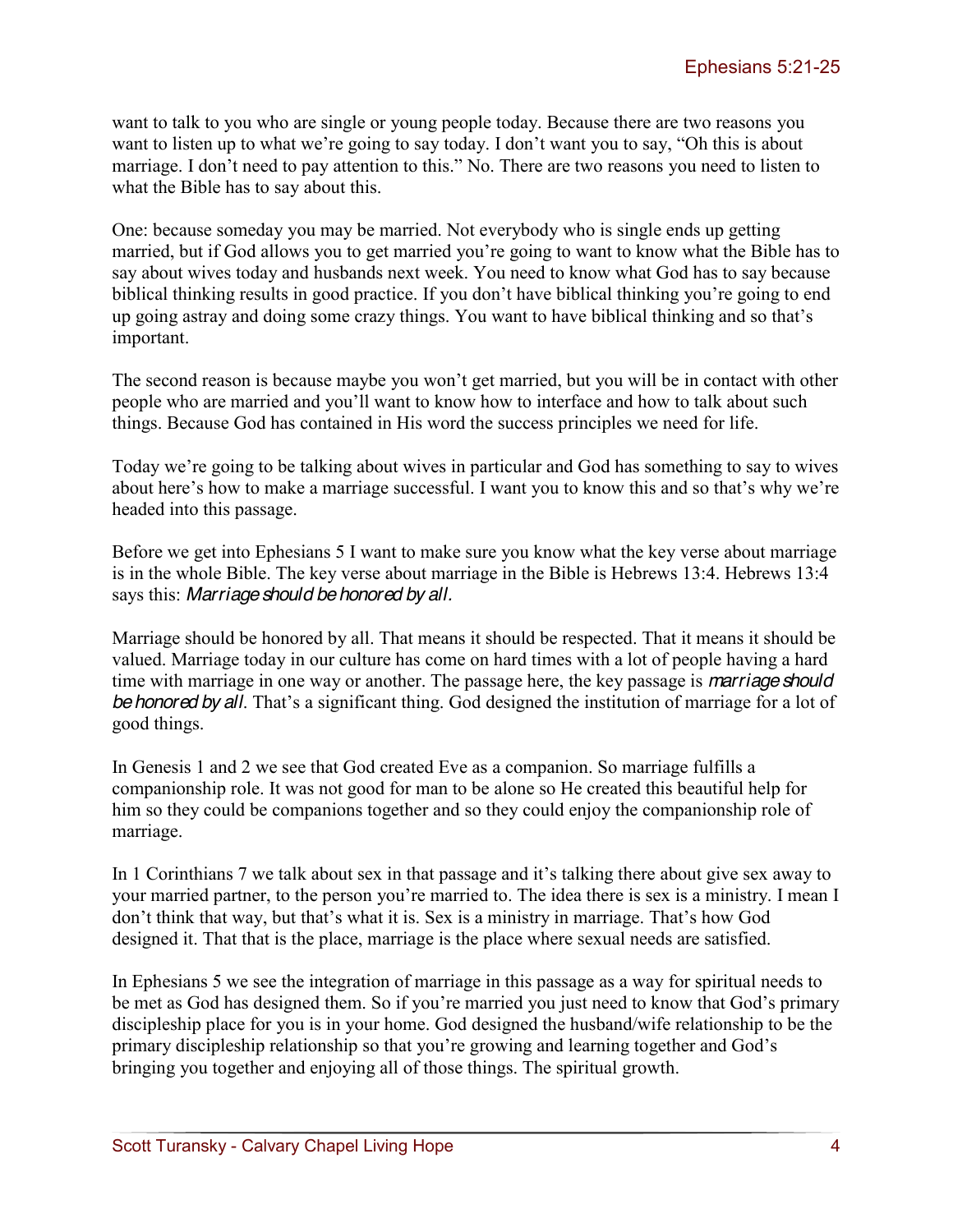want to talk to you who are single or young people today. Because there are two reasons you want to listen up to what we're going to say today. I don't want you to say, "Oh this is about marriage. I don't need to pay attention to this." No. There are two reasons you need to listen to what the Bible has to say about this.

One: because someday you may be married. Not everybody who is single ends up getting married, but if God allows you to get married you're going to want to know what the Bible has to say about wives today and husbands next week. You need to know what God has to say because biblical thinking results in good practice. If you don't have biblical thinking you're going to end up going astray and doing some crazy things. You want to have biblical thinking and so that's important.

The second reason is because maybe you won't get married, but you will be in contact with other people who are married and you'll want to know how to interface and how to talk about such things. Because God has contained in His word the success principles we need for life.

Today we're going to be talking about wives in particular and God has something to say to wives about here's how to make a marriage successful. I want you to know this and so that's why we're headed into this passage.

Before we get into Ephesians 5 I want to make sure you know what the key verse about marriage is in the whole Bible. The key verse about marriage in the Bible is Hebrews 13:4. Hebrews 13:4 says this: *Marriage should be honored by all.*

Marriage should be honored by all. That means it should be respected. That it means it should be valued. Marriage today in our culture has come on hard times with a lot of people having a hard time with marriage in one way or another. The passage here, the key passage is *marriage should be honored by all*. That's a significant thing. God designed the institution of marriage for a lot of good things.

In Genesis 1 and 2 we see that God created Eve as a companion. So marriage fulfills a companionship role. It was not good for man to be alone so He created this beautiful help for him so they could be companions together and so they could enjoy the companionship role of marriage.

In 1 Corinthians 7 we talk about sex in that passage and it's talking there about give sex away to your married partner, to the person you're married to. The idea there is sex is a ministry. I mean I don't think that way, but that's what it is. Sex is a ministry in marriage. That's how God designed it. That that is the place, marriage is the place where sexual needs are satisfied.

In Ephesians 5 we see the integration of marriage in this passage as a way for spiritual needs to be met as God has designed them. So if you're married you just need to know that God's primary discipleship place for you is in your home. God designed the husband/wife relationship to be the primary discipleship relationship so that you're growing and learning together and God's bringing you together and enjoying all of those things. The spiritual growth.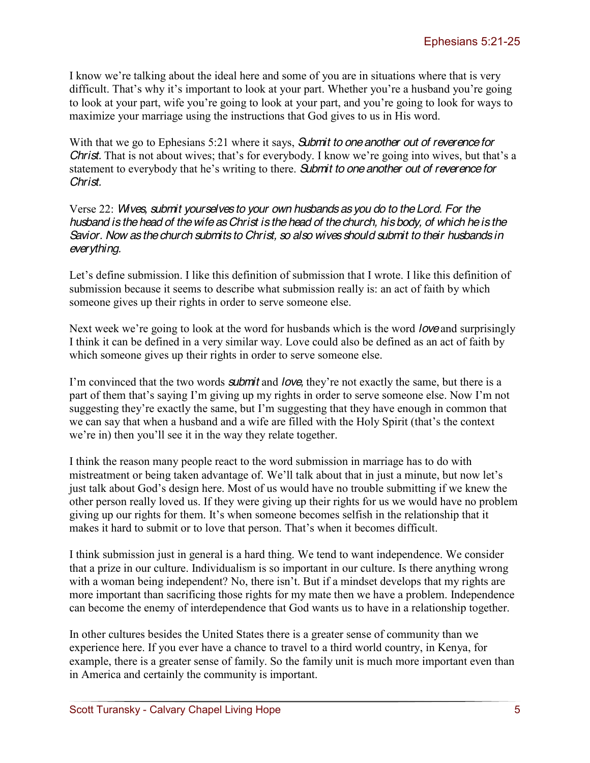I know we're talking about the ideal here and some of you are in situations where that is very difficult. That's why it's important to look at your part. Whether you're a husband you're going to look at your part, wife you're going to look at your part, and you're going to look for ways to maximize your marriage using the instructions that God gives to us in His word.

With that we go to Ephesians 5:21 where it says, *Submit to one another out of reverence for Christ.* That is not about wives; that's for everybody. I know we're going into wives, but that's a statement to everybody that he's writing to there. *Submit to one another out of reverence for Christ.*

Verse 22: *Wives, submit yourselves to your own husbands as you do to the Lord. For the husband is the head of the wife as Christ is the head of the church, his body, of which he is the Savior. Now as the church submits to Christ, so also wives should submit to their husbands in everything.*

Let's define submission. I like this definition of submission that I wrote. I like this definition of submission because it seems to describe what submission really is: an act of faith by which someone gives up their rights in order to serve someone else.

Next week we're going to look at the word for husbands which is the word *love* and surprisingly I think it can be defined in a very similar way. Love could also be defined as an act of faith by which someone gives up their rights in order to serve someone else.

I'm convinced that the two words *submit* and *love*, they're not exactly the same, but there is a part of them that's saying I'm giving up my rights in order to serve someone else. Now I'm not suggesting they're exactly the same, but I'm suggesting that they have enough in common that we can say that when a husband and a wife are filled with the Holy Spirit (that's the context we're in) then you'll see it in the way they relate together.

I think the reason many people react to the word submission in marriage has to do with mistreatment or being taken advantage of. We'll talk about that in just a minute, but now let's just talk about God's design here. Most of us would have no trouble submitting if we knew the other person really loved us. If they were giving up their rights for us we would have no problem giving up our rights for them. It's when someone becomes selfish in the relationship that it makes it hard to submit or to love that person. That's when it becomes difficult.

I think submission just in general is a hard thing. We tend to want independence. We consider that a prize in our culture. Individualism is so important in our culture. Is there anything wrong with a woman being independent? No, there isn't. But if a mindset develops that my rights are more important than sacrificing those rights for my mate then we have a problem. Independence can become the enemy of interdependence that God wants us to have in a relationship together.

In other cultures besides the United States there is a greater sense of community than we experience here. If you ever have a chance to travel to a third world country, in Kenya, for example, there is a greater sense of family. So the family unit is much more important even than in America and certainly the community is important.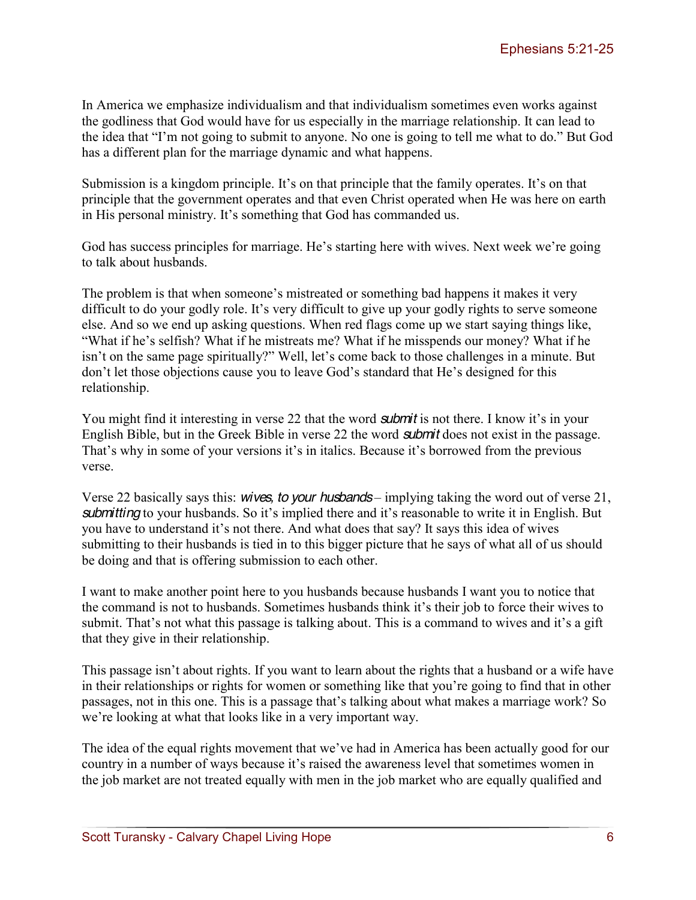In America we emphasize individualism and that individualism sometimes even works against the godliness that God would have for us especially in the marriage relationship. It can lead to the idea that "I'm not going to submit to anyone. No one is going to tell me what to do." But God has a different plan for the marriage dynamic and what happens.

Submission is a kingdom principle. It's on that principle that the family operates. It's on that principle that the government operates and that even Christ operated when He was here on earth in His personal ministry. It's something that God has commanded us.

God has success principles for marriage. He's starting here with wives. Next week we're going to talk about husbands.

The problem is that when someone's mistreated or something bad happens it makes it very difficult to do your godly role. It's very difficult to give up your godly rights to serve someone else. And so we end up asking questions. When red flags come up we start saying things like, "What if he's selfish? What if he mistreats me? What if he misspends our money? What if he isn't on the same page spiritually?" Well, let's come back to those challenges in a minute. But don't let those objections cause you to leave God's standard that He's designed for this relationship.

You might find it interesting in verse 22 that the word *submit* is not there. I know it's in your English Bible, but in the Greek Bible in verse 22 the word *submit* does not exist in the passage. That's why in some of your versions it's in italics. Because it's borrowed from the previous verse.

Verse 22 basically says this: *wives, to your husbands* – implying taking the word out of verse 21, *submitting* to your husbands. So it's implied there and it's reasonable to write it in English. But you have to understand it's not there. And what does that say? It says this idea of wives submitting to their husbands is tied in to this bigger picture that he says of what all of us should be doing and that is offering submission to each other.

I want to make another point here to you husbands because husbands I want you to notice that the command is not to husbands. Sometimes husbands think it's their job to force their wives to submit. That's not what this passage is talking about. This is a command to wives and it's a gift that they give in their relationship.

This passage isn't about rights. If you want to learn about the rights that a husband or a wife have in their relationships or rights for women or something like that you're going to find that in other passages, not in this one. This is a passage that's talking about what makes a marriage work? So we're looking at what that looks like in a very important way.

The idea of the equal rights movement that we've had in America has been actually good for our country in a number of ways because it's raised the awareness level that sometimes women in the job market are not treated equally with men in the job market who are equally qualified and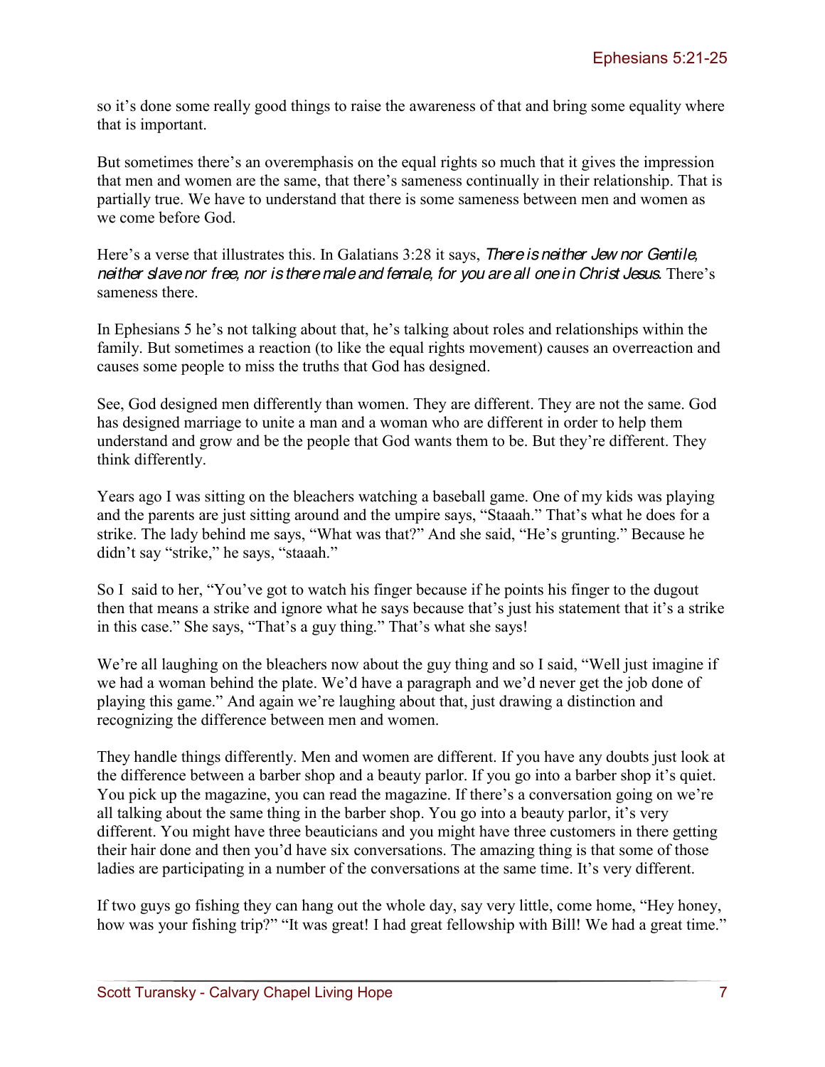so it's done some really good things to raise the awareness of that and bring some equality where that is important.

But sometimes there's an overemphasis on the equal rights so much that it gives the impression that men and women are the same, that there's sameness continually in their relationship. That is partially true. We have to understand that there is some sameness between men and women as we come before God.

Here's a verse that illustrates this. In Galatians 3:28 it says, *There is neither Jew nor Gentile, neither slave nor free, nor is there male and female, for you are all one in Christ Jesus.* There's sameness there.

In Ephesians 5 he's not talking about that, he's talking about roles and relationships within the family. But sometimes a reaction (to like the equal rights movement) causes an overreaction and causes some people to miss the truths that God has designed.

See, God designed men differently than women. They are different. They are not the same. God has designed marriage to unite a man and a woman who are different in order to help them understand and grow and be the people that God wants them to be. But they're different. They think differently.

Years ago I was sitting on the bleachers watching a baseball game. One of my kids was playing and the parents are just sitting around and the umpire says, "Staaah." That's what he does for a strike. The lady behind me says, "What was that?" And she said, "He's grunting." Because he didn't say "strike," he says, "staaah."

So I said to her, "You've got to watch his finger because if he points his finger to the dugout then that means a strike and ignore what he says because that's just his statement that it's a strike in this case." She says, "That's a guy thing." That's what she says!

We're all laughing on the bleachers now about the guy thing and so I said, "Well just imagine if we had a woman behind the plate. We'd have a paragraph and we'd never get the job done of playing this game." And again we're laughing about that, just drawing a distinction and recognizing the difference between men and women.

They handle things differently. Men and women are different. If you have any doubts just look at the difference between a barber shop and a beauty parlor. If you go into a barber shop it's quiet. You pick up the magazine, you can read the magazine. If there's a conversation going on we're all talking about the same thing in the barber shop. You go into a beauty parlor, it's very different. You might have three beauticians and you might have three customers in there getting their hair done and then you'd have six conversations. The amazing thing is that some of those ladies are participating in a number of the conversations at the same time. It's very different.

If two guys go fishing they can hang out the whole day, say very little, come home, "Hey honey, how was your fishing trip?" "It was great! I had great fellowship with Bill! We had a great time."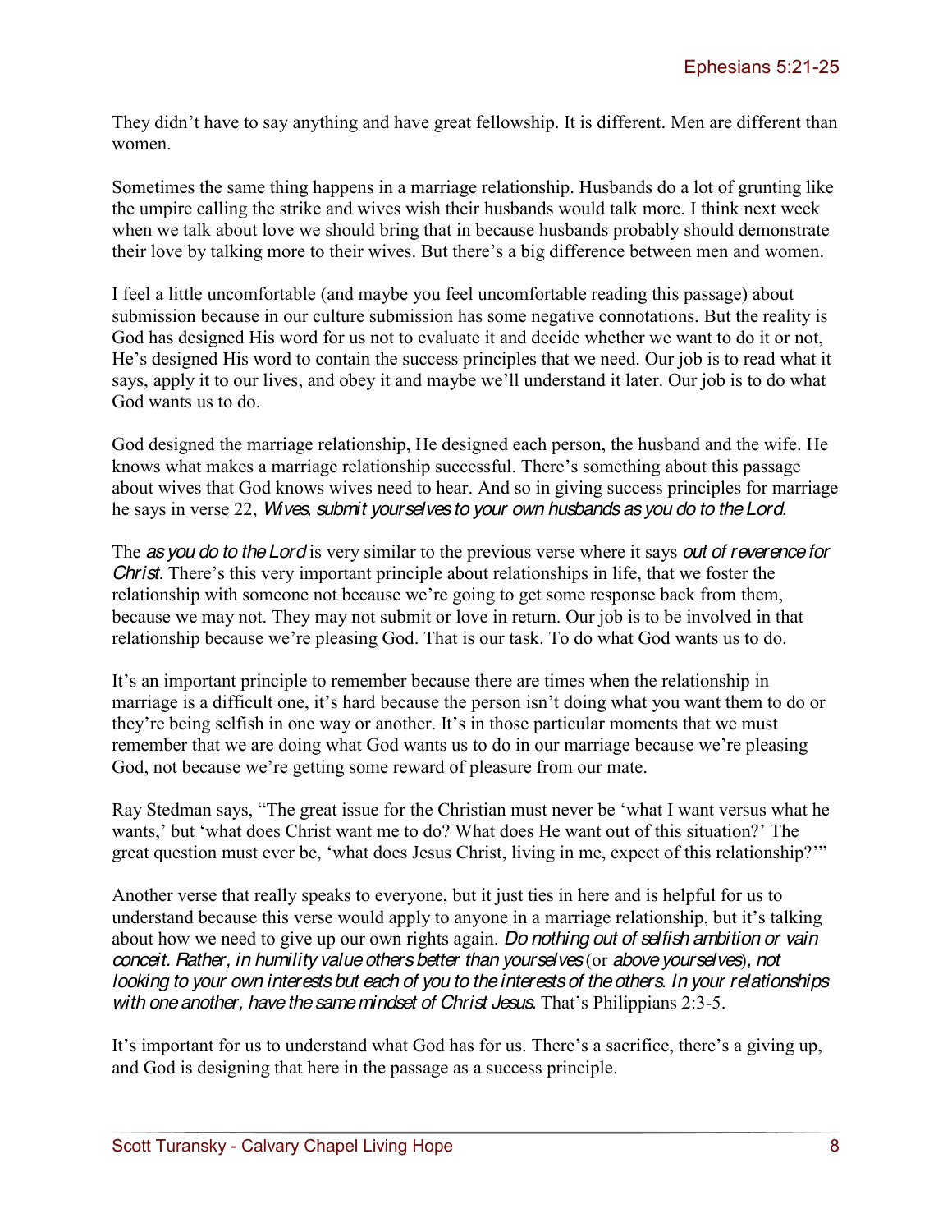They didn't have to say anything and have great fellowship. It is different. Men are different than women.

Sometimes the same thing happens in a marriage relationship. Husbands do a lot of grunting like the umpire calling the strike and wives wish their husbands would talk more. I think next week when we talk about love we should bring that in because husbands probably should demonstrate their love by talking more to their wives. But there's a big difference between men and women.

I feel a little uncomfortable (and maybe you feel uncomfortable reading this passage) about submission because in our culture submission has some negative connotations. But the reality is God has designed His word for us not to evaluate it and decide whether we want to do it or not, He's designed His word to contain the success principles that we need. Our job is to read what it says, apply it to our lives, and obey it and maybe we'll understand it later. Our job is to do what God wants us to do.

God designed the marriage relationship, He designed each person, the husband and the wife. He knows what makes a marriage relationship successful. There's something about this passage about wives that God knows wives need to hear. And so in giving success principles for marriage he says in verse 22, *Wives, submit yourselves to your own husbands as you do to the Lord.*

The *as you do to the Lord* is very similar to the previous verse where it says *out of reverence for Christ.* There's this very important principle about relationships in life, that we foster the relationship with someone not because we're going to get some response back from them, because we may not. They may not submit or love in return. Our job is to be involved in that relationship because we're pleasing God. That is our task. To do what God wants us to do.

It's an important principle to remember because there are times when the relationship in marriage is a difficult one, it's hard because the person isn't doing what you want them to do or they're being selfish in one way or another. It's in those particular moments that we must remember that we are doing what God wants us to do in our marriage because we're pleasing God, not because we're getting some reward of pleasure from our mate.

Ray Stedman says, "The great issue for the Christian must never be 'what I want versus what he wants,' but 'what does Christ want me to do? What does He want out of this situation?' The great question must ever be, 'what does Jesus Christ, living in me, expect of this relationship?'"

Another verse that really speaks to everyone, but it just ties in here and is helpful for us to understand because this verse would apply to anyone in a marriage relationship, but it's talking about how we need to give up our own rights again. *Do nothing out of selfish ambition or vain conceit. Rather, in humility value others better than yourselves* (or *above yourselves*), *not looking to your own interests but each of you to the interests of the others. In your relationships with one another, have the same mindset of Christ Jesus.* That's Philippians 2:3-5.

It's important for us to understand what God has for us. There's a sacrifice, there's a giving up, and God is designing that here in the passage as a success principle.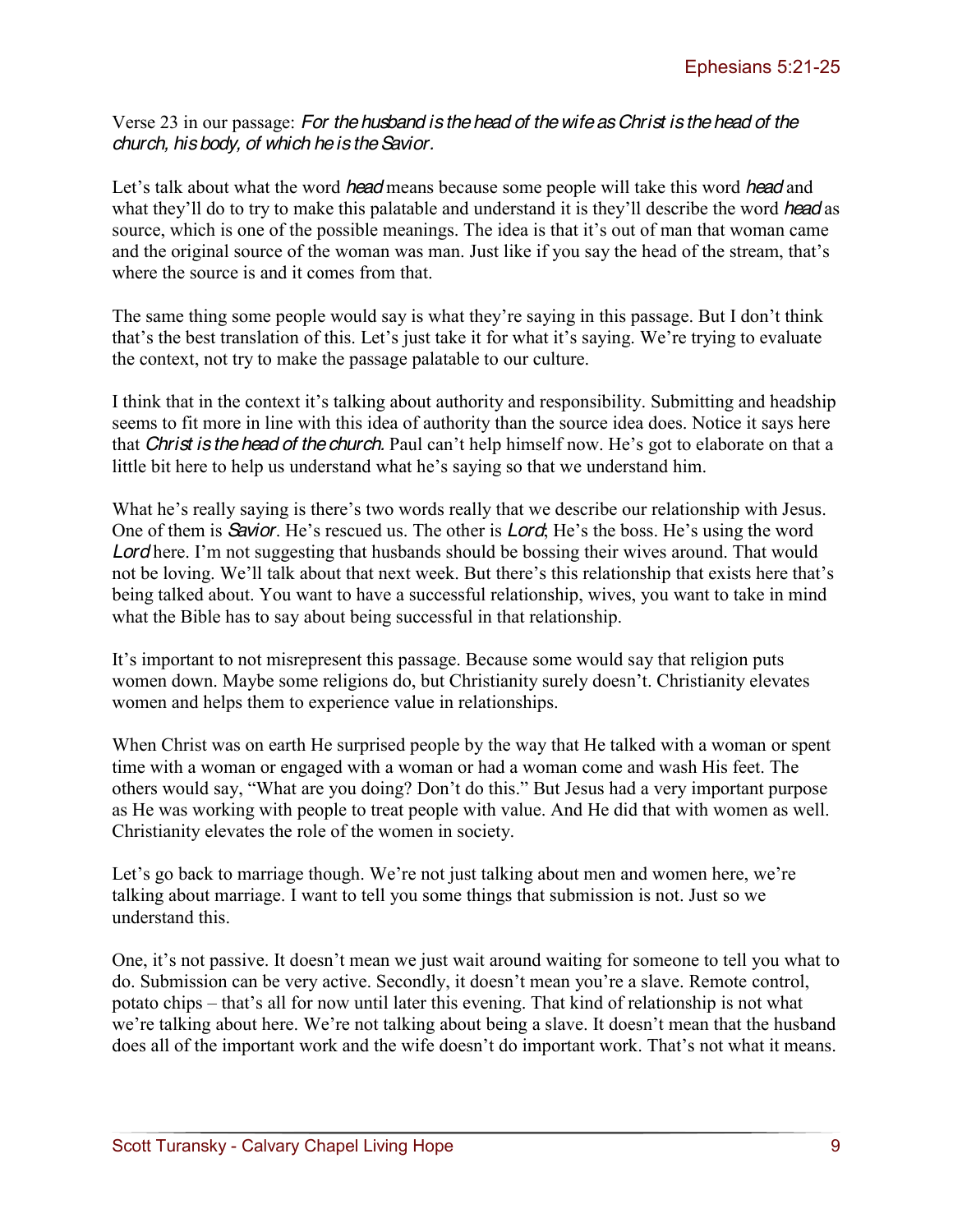Verse 23 in our passage: *For the husband is the head of the wife as Christ is the head of the church, his body, of which he is the Savior.*

Let's talk about what the word *head* means because some people will take this word *head* and what they'll do to try to make this palatable and understand it is they'll describe the word *head* as source, which is one of the possible meanings. The idea is that it's out of man that woman came and the original source of the woman was man. Just like if you say the head of the stream, that's where the source is and it comes from that.

The same thing some people would say is what they're saying in this passage. But I don't think that's the best translation of this. Let's just take it for what it's saying. We're trying to evaluate the context, not try to make the passage palatable to our culture.

I think that in the context it's talking about authority and responsibility. Submitting and headship seems to fit more in line with this idea of authority than the source idea does. Notice it says here that *Christ is the head of the church.* Paul can't help himself now. He's got to elaborate on that a little bit here to help us understand what he's saying so that we understand him.

What he's really saying is there's two words really that we describe our relationship with Jesus. One of them is *Savior*. He's rescued us. The other is *Lord*; He's the boss. He's using the word *Lord* here. I'm not suggesting that husbands should be bossing their wives around. That would not be loving. We'll talk about that next week. But there's this relationship that exists here that's being talked about. You want to have a successful relationship, wives, you want to take in mind what the Bible has to say about being successful in that relationship.

It's important to not misrepresent this passage. Because some would say that religion puts women down. Maybe some religions do, but Christianity surely doesn't. Christianity elevates women and helps them to experience value in relationships.

When Christ was on earth He surprised people by the way that He talked with a woman or spent time with a woman or engaged with a woman or had a woman come and wash His feet. The others would say, "What are you doing? Don't do this." But Jesus had a very important purpose as He was working with people to treat people with value. And He did that with women as well. Christianity elevates the role of the women in society.

Let's go back to marriage though. We're not just talking about men and women here, we're talking about marriage. I want to tell you some things that submission is not. Just so we understand this.

One, it's not passive. It doesn't mean we just wait around waiting for someone to tell you what to do. Submission can be very active. Secondly, it doesn't mean you're a slave. Remote control, potato chips – that's all for now until later this evening. That kind of relationship is not what we're talking about here. We're not talking about being a slave. It doesn't mean that the husband does all of the important work and the wife doesn't do important work. That's not what it means.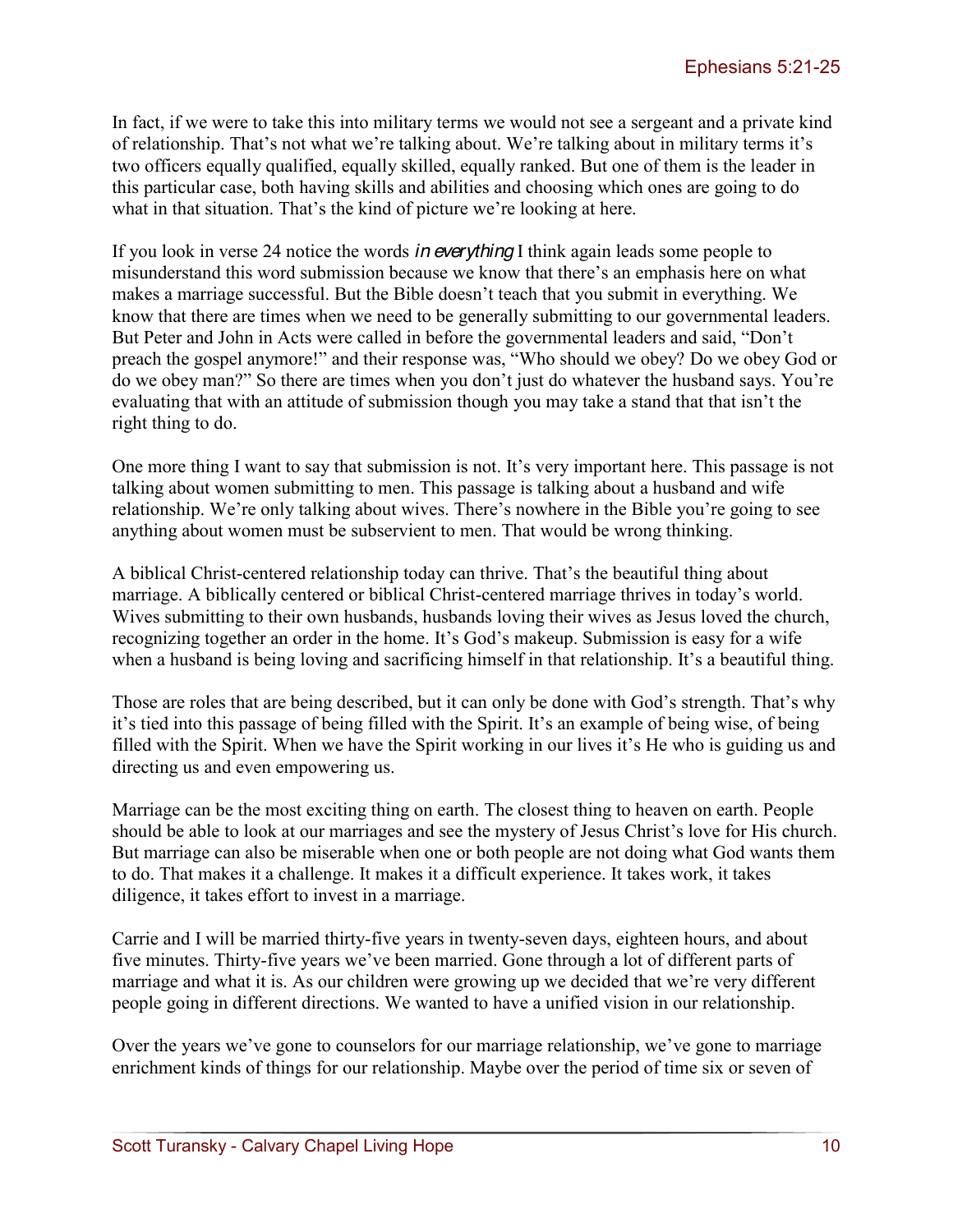In fact, if we were to take this into military terms we would not see a sergeant and a private kind of relationship. That's not what we're talking about. We're talking about in military terms it's two officers equally qualified, equally skilled, equally ranked. But one of them is the leader in this particular case, both having skills and abilities and choosing which ones are going to do what in that situation. That's the kind of picture we're looking at here.

If you look in verse 24 notice the words *in everything* I think again leads some people to misunderstand this word submission because we know that there's an emphasis here on what makes a marriage successful. But the Bible doesn't teach that you submit in everything. We know that there are times when we need to be generally submitting to our governmental leaders. But Peter and John in Acts were called in before the governmental leaders and said, "Don't preach the gospel anymore!" and their response was, "Who should we obey? Do we obey God or do we obey man?" So there are times when you don't just do whatever the husband says. You're evaluating that with an attitude of submission though you may take a stand that that isn't the right thing to do.

One more thing I want to say that submission is not. It's very important here. This passage is not talking about women submitting to men. This passage is talking about a husband and wife relationship. We're only talking about wives. There's nowhere in the Bible you're going to see anything about women must be subservient to men. That would be wrong thinking.

A biblical Christ-centered relationship today can thrive. That's the beautiful thing about marriage. A biblically centered or biblical Christ-centered marriage thrives in today's world. Wives submitting to their own husbands, husbands loving their wives as Jesus loved the church, recognizing together an order in the home. It's God's makeup. Submission is easy for a wife when a husband is being loving and sacrificing himself in that relationship. It's a beautiful thing.

Those are roles that are being described, but it can only be done with God's strength. That's why it's tied into this passage of being filled with the Spirit. It's an example of being wise, of being filled with the Spirit. When we have the Spirit working in our lives it's He who is guiding us and directing us and even empowering us.

Marriage can be the most exciting thing on earth. The closest thing to heaven on earth. People should be able to look at our marriages and see the mystery of Jesus Christ's love for His church. But marriage can also be miserable when one or both people are not doing what God wants them to do. That makes it a challenge. It makes it a difficult experience. It takes work, it takes diligence, it takes effort to invest in a marriage.

Carrie and I will be married thirty-five years in twenty-seven days, eighteen hours, and about five minutes. Thirty-five years we've been married. Gone through a lot of different parts of marriage and what it is. As our children were growing up we decided that we're very different people going in different directions. We wanted to have a unified vision in our relationship.

Over the years we've gone to counselors for our marriage relationship, we've gone to marriage enrichment kinds of things for our relationship. Maybe over the period of time six or seven of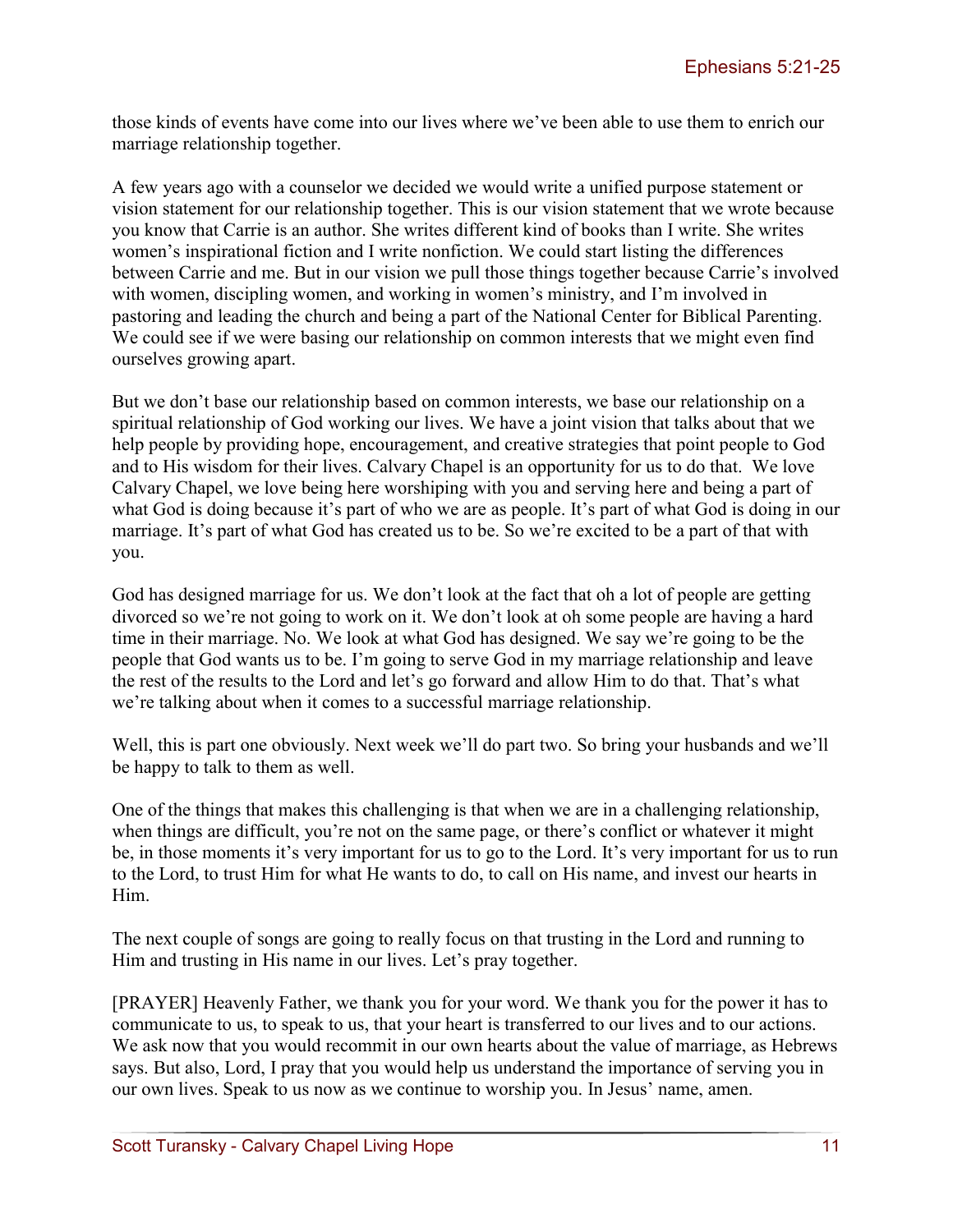those kinds of events have come into our lives where we've been able to use them to enrich our marriage relationship together.

A few years ago with a counselor we decided we would write a unified purpose statement or vision statement for our relationship together. This is our vision statement that we wrote because you know that Carrie is an author. She writes different kind of books than I write. She writes women's inspirational fiction and I write nonfiction. We could start listing the differences between Carrie and me. But in our vision we pull those things together because Carrie's involved with women, discipling women, and working in women's ministry, and I'm involved in pastoring and leading the church and being a part of the National Center for Biblical Parenting. We could see if we were basing our relationship on common interests that we might even find ourselves growing apart.

But we don't base our relationship based on common interests, we base our relationship on a spiritual relationship of God working our lives. We have a joint vision that talks about that we help people by providing hope, encouragement, and creative strategies that point people to God and to His wisdom for their lives. Calvary Chapel is an opportunity for us to do that. We love Calvary Chapel, we love being here worshiping with you and serving here and being a part of what God is doing because it's part of who we are as people. It's part of what God is doing in our marriage. It's part of what God has created us to be. So we're excited to be a part of that with you.

God has designed marriage for us. We don't look at the fact that oh a lot of people are getting divorced so we're not going to work on it. We don't look at oh some people are having a hard time in their marriage. No. We look at what God has designed. We say we're going to be the people that God wants us to be. I'm going to serve God in my marriage relationship and leave the rest of the results to the Lord and let's go forward and allow Him to do that. That's what we're talking about when it comes to a successful marriage relationship.

Well, this is part one obviously. Next week we'll do part two. So bring your husbands and we'll be happy to talk to them as well.

One of the things that makes this challenging is that when we are in a challenging relationship, when things are difficult, you're not on the same page, or there's conflict or whatever it might be, in those moments it's very important for us to go to the Lord. It's very important for us to run to the Lord, to trust Him for what He wants to do, to call on His name, and invest our hearts in Him.

The next couple of songs are going to really focus on that trusting in the Lord and running to Him and trusting in His name in our lives. Let's pray together.

[PRAYER] Heavenly Father, we thank you for your word. We thank you for the power it has to communicate to us, to speak to us, that your heart is transferred to our lives and to our actions. We ask now that you would recommit in our own hearts about the value of marriage, as Hebrews says. But also, Lord, I pray that you would help us understand the importance of serving you in our own lives. Speak to us now as we continue to worship you. In Jesus' name, amen.